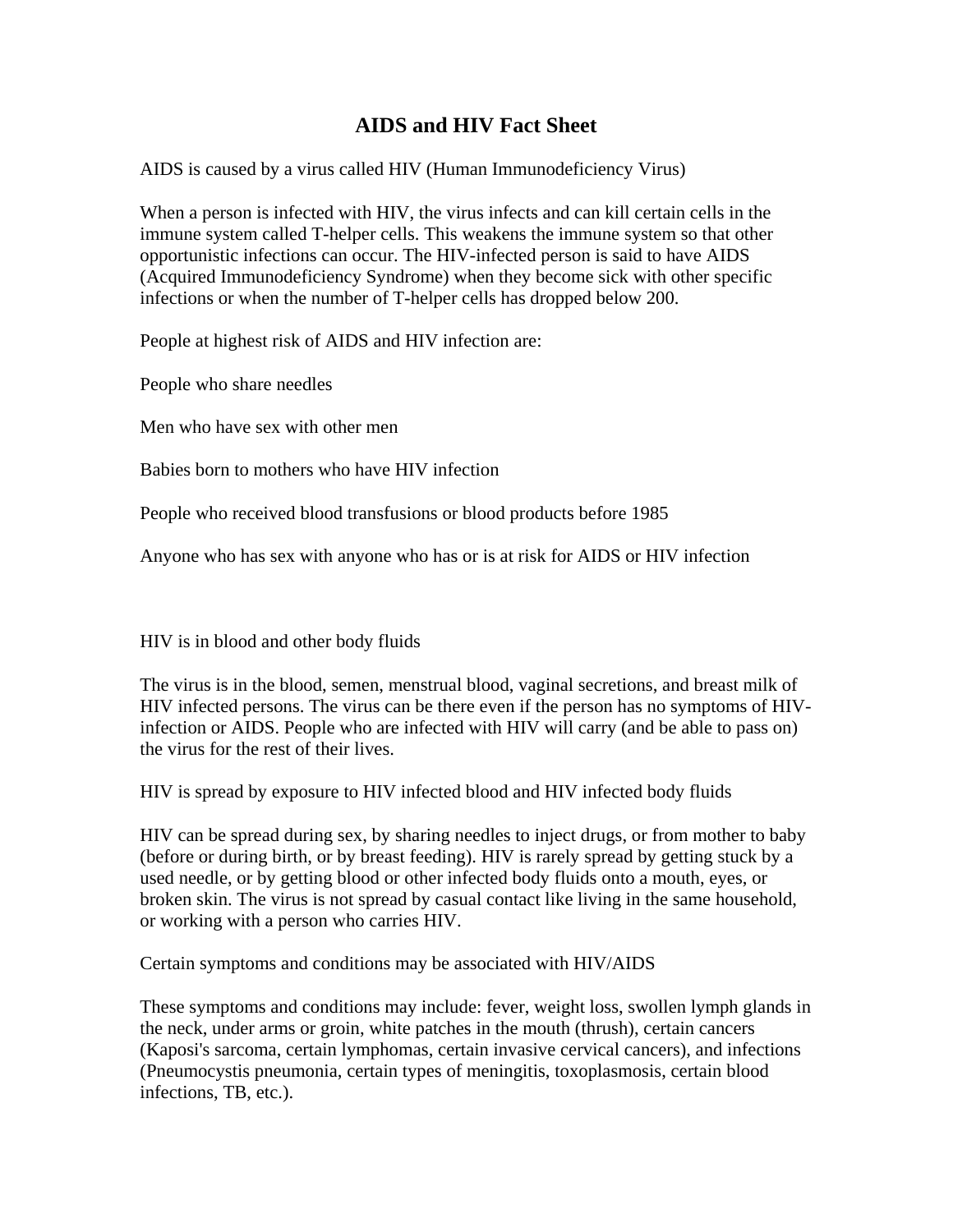# AIDS and HIV Fact Sheet

AIDS is caused by a virus called HIV (Human Immunodeficiency Virus)

When a person is infected with HIV, the virus infects and can kill certain cells in the immune system called T-helper cells. This weakens the immune system so that other opportunistic infections can occur. The HIV-infected person is said to have AIDS (Acquired Immunodeficiency Syndrome) when they become sick with other specific infections or when the number of T-helper cells has dropped below 200.

People at highest risk of AIDS and HIV infection are:

People who share needles

Men who have sex with other men

Babies born to mothers who have HIV infection

People who received blood transfusions or blood products before 1985

Anyone who has sex with anyone who has or is at risk for AIDS or HIV infection

HIV is in blood and other body fluids

The virus is in the blood, semen, menstrual blood, vaginal secretions, and breast milk of HIV infected persons. The virus can be there even if the person has no symptoms of HIV-infection or AIDS. People who are infected with HIV will carry (and be able to pass on) the virus for the rest of their lives.

HIV is spread by exposure to HIV infected blood and HIV infected body fluids

HIV can be spread during sex, by sharing needles to inject drugs, or from mother to baby (before or during birth, or by breast feeding). HIV is rarely spread by getting stuck by a used needle, or by getting blood or other infected body fluids onto a mouth, eyes, or broken skin. The virus is not spread by casual contact like living in the same household, or working with a person who carries HIV.

Certain symptoms and conditions may be associated with HIV/AIDS

These symptoms and conditions may include: fever, weight loss, swollen lymph glands in the neck, under arms or groin, white patches in the mouth (thrush), certain cancers (Kaposi's sarcoma, certain lymphomas, certain invasive cervical cancers), and infections (Pneumocystis pneumonia, certain types of meningitis, toxoplasmosis, certain blood infections, TB, etc.).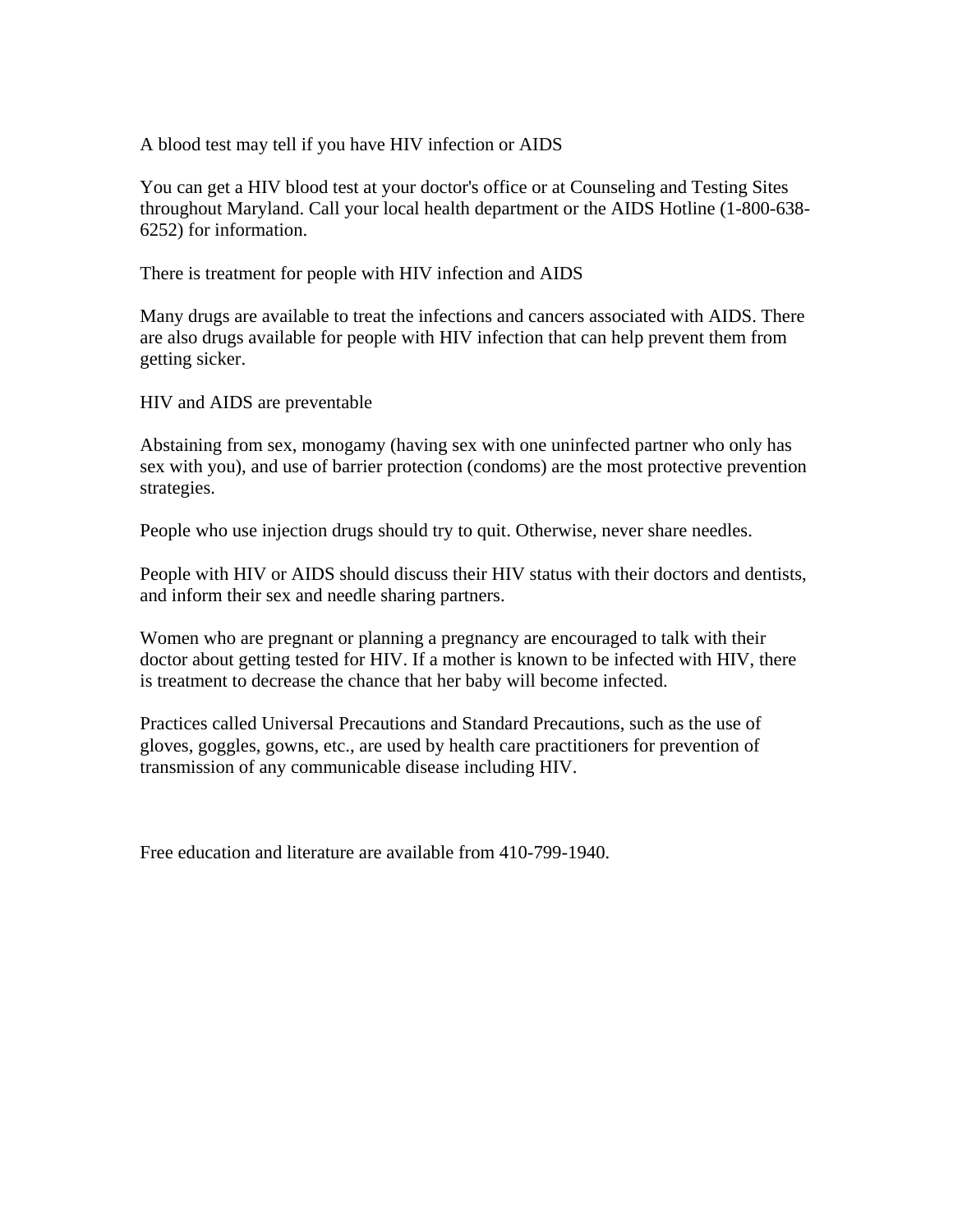A blood test may tell if you have HIV infection or AIDS

You can get a HIV blood test at your doctor's office or at Counseling and Testing Sites throughout Maryland. Call your local health department or the AIDS Hotline (1-800-638-6252) for information.

There is treatment for people with HIV infection and AIDS

Many drugs are available to treat the infections and cancers associated with AIDS. There are also drugs available for people with HIV infection that can help prevent them from getting sicker.

HIV and AIDS are preventable

Abstaining from sex, monogamy (having sex with one uninfected partner who only has sex with you), and use of barrier protection (condoms) are the most protective prevention strategies.

People who use injection drugs should try to quit. Otherwise, never share needles.

People with HIV or AIDS should discuss their HIV status with their doctors and dentists, and inform their sex and needle sharing partners.

Women who are pregnant or planning a pregnancy are encouraged to talk with their doctor about getting tested for HIV. If a mother is known to be infected with HIV, there is treatment to decrease the chance that her baby will become infected.

Practices called Universal Precautions and Standard Precautions, such as the use of gloves, goggles, gowns, etc., are used by health care practitioners for prevention of transmission of any communicable disease including HIV.

Free education and literature are available from 410-799-1940.